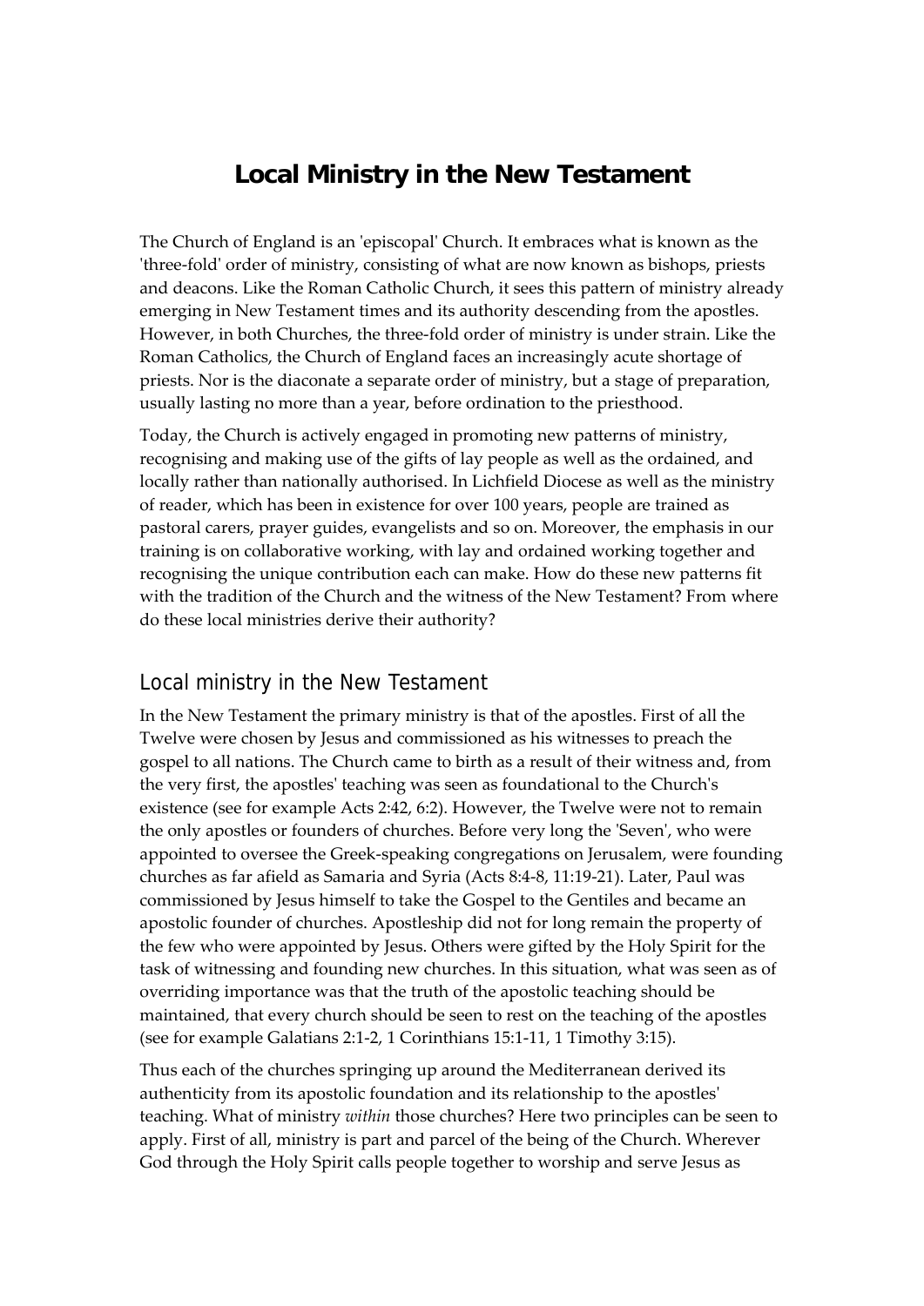# Local Ministry in the New Testament

The Church of England is an 'episcopal' Church. It embraces what is known as the 'three-fold' order of ministry, consisting of what are now known as bishops, priests and deacons. Like the Roman Catholic Church, it sees this pattern of ministry already emerging in New Testament times and its authority descending from the apostles. However, in both Churches, the three-fold order of ministry is under strain. Like the Roman Catholics, the Church of England faces an increasingly acute shortage of priests. Nor is the diaconate a separate order of ministry, but a stage of preparation, usually lasting no more than a year, before ordination to the priesthood.

Today, the Church is actively engaged in promoting new patterns of ministry, recognising and making use of the gifts of lay people as well as the ordained, and locally rather than nationally authorised. In Lichfield Diocese as well as the ministry of reader, which has been in existence for over 100 years, people are trained as pastoral carers, prayer guides, evangelists and so on. Moreover, the emphasis in our training is on collaborative working, with lay and ordained working together and recognising the unique contribution each can make. How do these new patterns fit with the tradition of the Church and the witness of the New Testament? From where do these local ministries derive their authority?

## Local ministry in the New Testament

In the New Testament the primary ministry is that of the apostles. First of all the Twelve were chosen by Jesus and commissioned as his witnesses to preach the gospel to all nations. The Church came to birth as a result of their witness and, from the very first, the apostles' teaching was seen as foundational to the Church's existence (see for example Acts 2:42, 6:2). However, the Twelve were not to remain the only apostles or founders of churches. Before very long the 'Seven', who were appointed to oversee the Greek-speaking congregations on Jerusalem, were founding churches as far afield as Samaria and Syria (Acts 8:4-8, 11:19-21). Later, Paul was commissioned by Jesus himself to take the Gospel to the Gentiles and became an apostolic founder of churches. Apostleship did not for long remain the property of the few who were appointed by Jesus. Others were gifted by the Holy Spirit for the task of witnessing and founding new churches. In this situation, what was seen as of overriding importance was that the truth of the apostolic teaching should be maintained, that every church should be seen to rest on the teaching of the apostles (see for example Galatians 2:1-2, 1 Corinthians 15:1-11, 1 Timothy 3:15).

Thus each of the churches springing up around the Mediterranean derived its authenticity from its apostolic foundation and its relationship to the apostles' teaching. What of ministry *within* those churches? Here two principles can be seen to apply. First of all, ministry is part and parcel of the being of the Church. Wherever God through the Holy Spirit calls people together to worship and serve Jesus as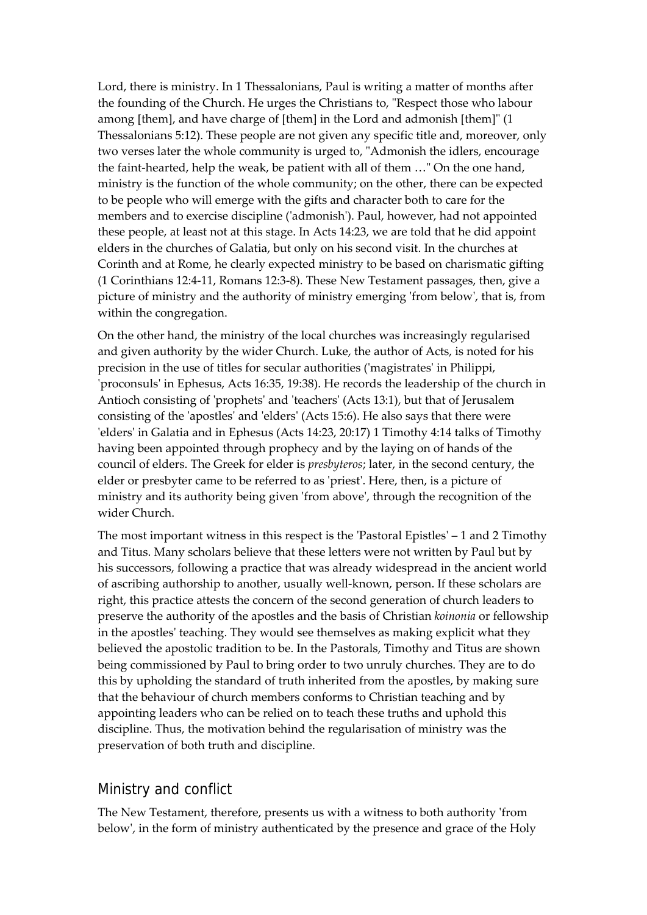Lord, there is ministry. In 1 Thessalonians, Paul is writing a matter of months after the founding of the Church. He urges the Christians to, "Respect those who labour among [them], and have charge of [them] in the Lord and admonish [them]" (1 Thessalonians 5:12). These people are not given any specific title and, moreover, only two verses later the whole community is urged to, "Admonish the idlers, encourage the faint-hearted, help the weak, be patient with all of them …" On the one hand, ministry is the function of the whole community; on the other, there can be expected to be people who will emerge with the gifts and character both to care for the members and to exercise discipline ('admonish'). Paul, however, had not appointed these people, at least not at this stage. In Acts 14:23, we are told that he did appoint elders in the churches of Galatia, but only on his second visit. In the churches at Corinth and at Rome, he clearly expected ministry to be based on charismatic gifting (1 Corinthians 12:4-11, Romans 12:3-8). These New Testament passages, then, give a picture of ministry and the authority of ministry emerging 'from below', that is, from within the congregation.

On the other hand, the ministry of the local churches was increasingly regularised and given authority by the wider Church. Luke, the author of Acts, is noted for his precision in the use of titles for secular authorities ('magistrates' in Philippi, 'proconsuls' in Ephesus, Acts 16:35, 19:38). He records the leadership of the church in Antioch consisting of 'prophets' and 'teachers' (Acts 13:1), but that of Jerusalem consisting of the 'apostles' and 'elders' (Acts 15:6). He also says that there were 'elders' in Galatia and in Ephesus (Acts 14:23, 20:17) 1 Timothy 4:14 talks of Timothy having been appointed through prophecy and by the laying on of hands of the council of elders. The Greek for elder is *presbyteros*; later, in the second century, the elder or presbyter came to be referred to as 'priest'. Here, then, is a picture of ministry and its authority being given 'from above', through the recognition of the wider Church.

The most important witness in this respect is the 'Pastoral Epistles' – 1 and 2 Timothy and Titus. Many scholars believe that these letters were not written by Paul but by his successors, following a practice that was already widespread in the ancient world of ascribing authorship to another, usually well-known, person. If these scholars are right, this practice attests the concern of the second generation of church leaders to preserve the authority of the apostles and the basis of Christian *koinonia* or fellowship in the apostles' teaching. They would see themselves as making explicit what they believed the apostolic tradition to be. In the Pastorals, Timothy and Titus are shown being commissioned by Paul to bring order to two unruly churches. They are to do this by upholding the standard of truth inherited from the apostles, by making sure that the behaviour of church members conforms to Christian teaching and by appointing leaders who can be relied on to teach these truths and uphold this discipline. Thus, the motivation behind the regularisation of ministry was the preservation of both truth and discipline.

## Ministry and conflict

The New Testament, therefore, presents us with a witness to both authority 'from below', in the form of ministry authenticated by the presence and grace of the Holy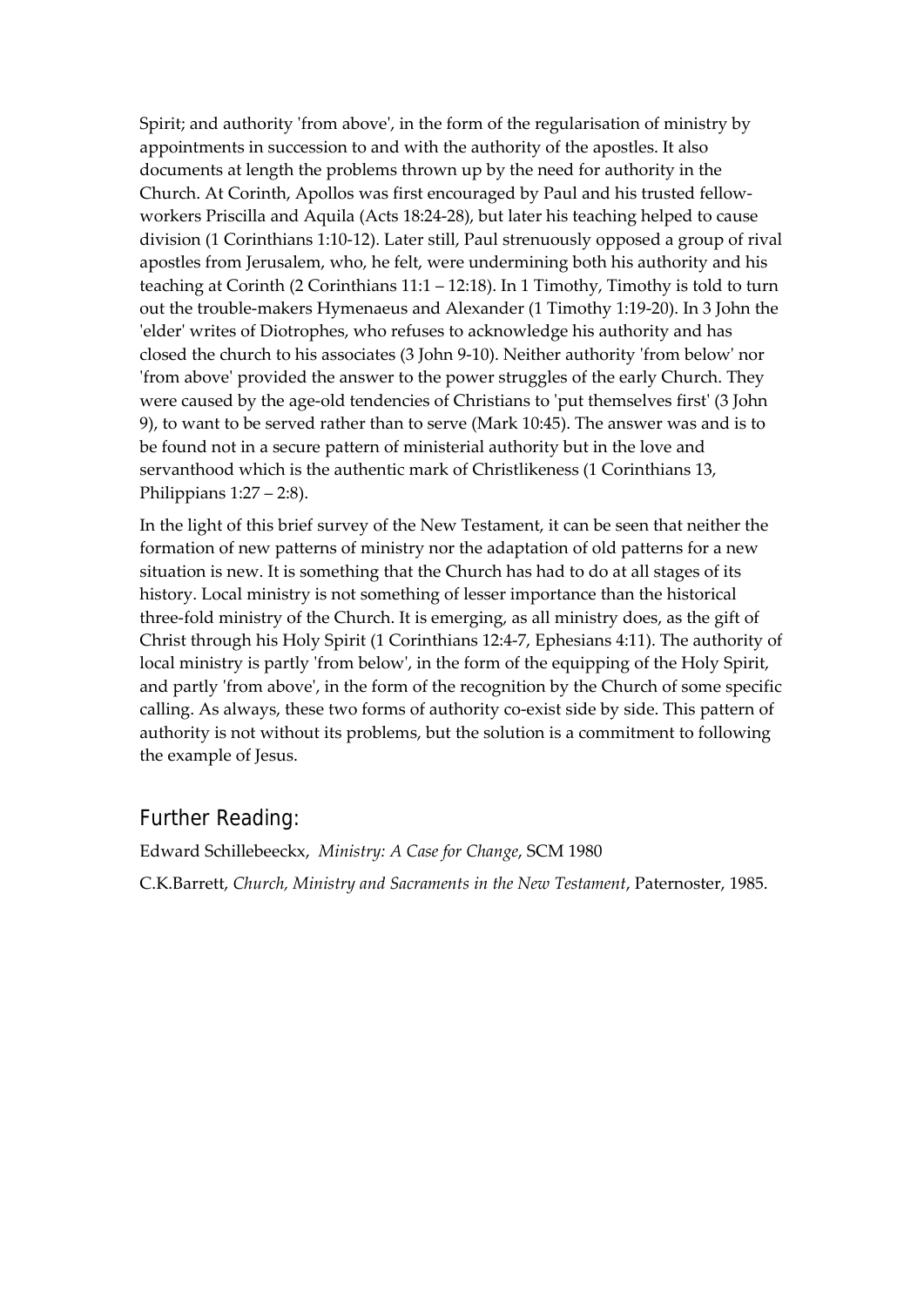Spirit; and authority 'from above', in the form of the regularisation of ministry by appointments in succession to and with the authority of the apostles. It also documents at length the problems thrown up by the need for authority in the Church. At Corinth, Apollos was first encouraged by Paul and his trusted fellow-workers Priscilla and Aquila (Acts 18:24-28), but later his teaching helped to cause division (1 Corinthians 1:10-12). Later still, Paul strenuously opposed a group of rival apostles from Jerusalem, who, he felt, were undermining both his authority and his teaching at Corinth (2 Corinthians 11:1 – 12:18). In 1 Timothy, Timothy is told to turn out the trouble-makers Hymenaeus and Alexander (1 Timothy 1:19-20). In 3 John the 'elder' writes of Diotrophes, who refuses to acknowledge his authority and has closed the church to his associates (3 John 9-10). Neither authority 'from below' nor 'from above' provided the answer to the power struggles of the early Church. They were caused by the age-old tendencies of Christians to 'put themselves first' (3 John 9), to want to be served rather than to serve (Mark 10:45). The answer was and is to be found not in a secure pattern of ministerial authority but in the love and servanthood which is the authentic mark of Christlikeness (1 Corinthians 13, Philippians 1:27 – 2:8).

In the light of this brief survey of the New Testament, it can be seen that neither the formation of new patterns of ministry nor the adaptation of old patterns for a new situation is new. It is something that the Church has had to do at all stages of its history. Local ministry is not something of lesser importance than the historical three-fold ministry of the Church. It is emerging, as all ministry does, as the gift of Christ through his Holy Spirit (1 Corinthians 12:4-7, Ephesians 4:11). The authority of local ministry is partly 'from below', in the form of the equipping of the Holy Spirit, and partly 'from above', in the form of the recognition by the Church of some specific calling. As always, these two forms of authority co-exist side by side. This pattern of authority is not without its problems, but the solution is a commitment to following the example of Jesus.

## Further Reading:

Edward Schillebeeckx, *Ministry: A Case for Change*, SCM 1980

C.K.Barrett, *Church, Ministry and Sacraments in the New Testament*, Paternoster, 1985.